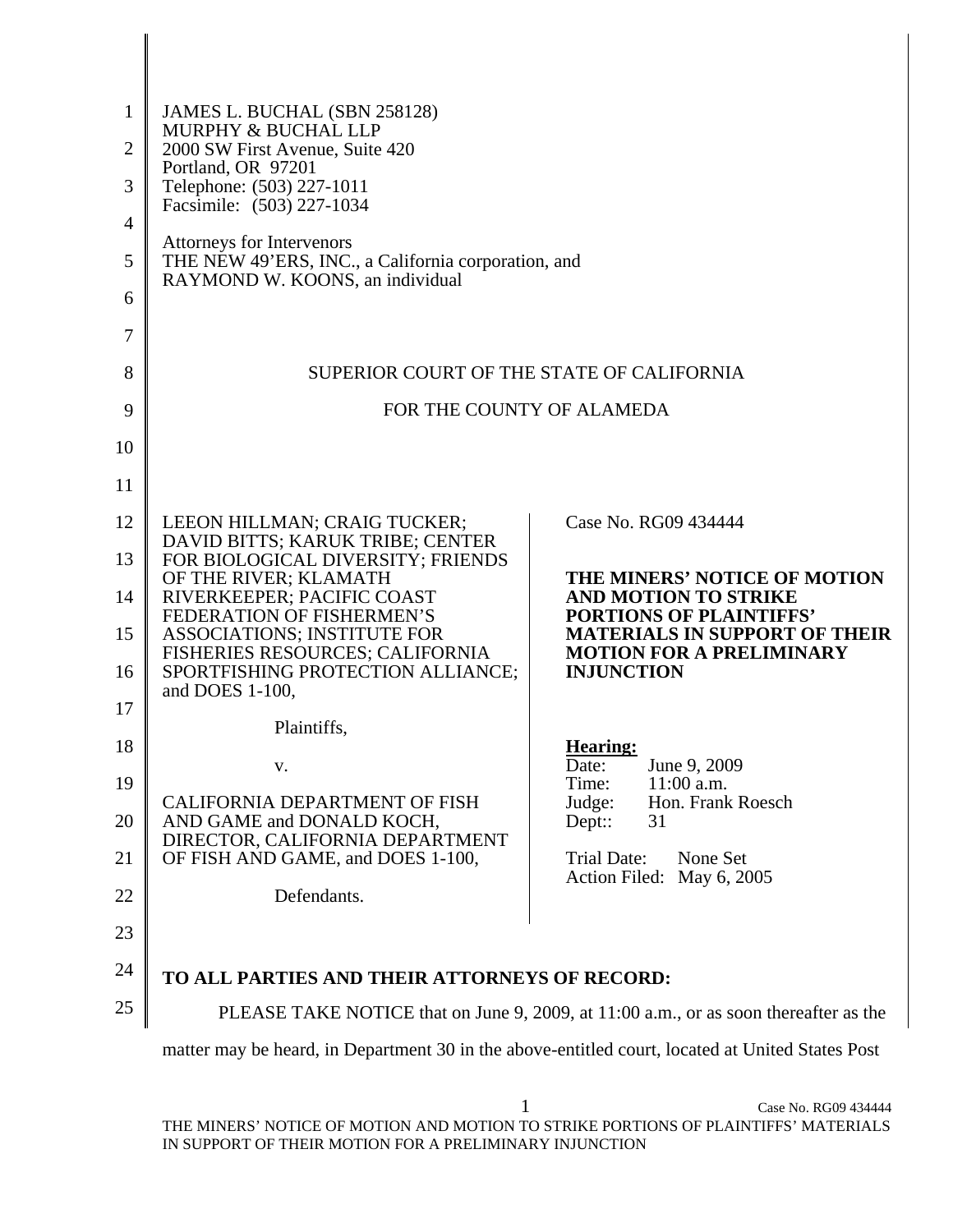JAMES L. BUCHAL (SBN 258128)
MURPHY & BUCHAL LLP
2000 SW First Avenue, Suite 420
Portland, OR 97201
Telephone: (503) 227-1011
Facsimile: (503) 227-1034

Attorneys for Intervenors
THE NEW 49'ERS, INC., a California corporation, and
RAYMOND W. KOONS, an individual

SUPERIOR COURT OF THE STATE OF CALIFORNIA

FOR THE COUNTY OF ALAMEDA

| | |
|---|---|
| LEEON HILLMAN; CRAIG TUCKER; DAVID BITTS; KARUK TRIBE; CENTER FOR BIOLOGICAL DIVERSITY; FRIENDS OF THE RIVER; KLAMATH RIVERKEEPER; PACIFIC COAST FEDERATION OF FISHERMEN'S ASSOCIATIONS; INSTITUTE FOR FISHERIES RESOURCES; CALIFORNIA SPORTFISHING PROTECTION ALLIANCE; and DOES 1-100,<br><br>Plaintiffs,<br><br>v.<br><br>CALIFORNIA DEPARTMENT OF FISH AND GAME and DONALD KOCH, DIRECTOR, CALIFORNIA DEPARTMENT OF FISH AND GAME, and DOES 1-100,<br><br>Defendants. | Case No. RG09 434444<br><br>**THE MINERS' NOTICE OF MOTION AND MOTION TO STRIKE PORTIONS OF PLAINTIFFS' MATERIALS IN SUPPORT OF THEIR MOTION FOR A PRELIMINARY INJUNCTION**<br><br>**Hearing:**<br>Date: June 9, 2009<br>Time: 11:00 a.m.<br>Judge: Hon. Frank Roesch<br>Dept:: 31<br><br>Trial Date: None Set<br>Action Filed: May 6, 2005 |

**TO ALL PARTIES AND THEIR ATTORNEYS OF RECORD:**

PLEASE TAKE NOTICE that on June 9, 2009, at 11:00 a.m., or as soon thereafter as the matter may be heard, in Department 30 in the above-entitled court, located at United States Post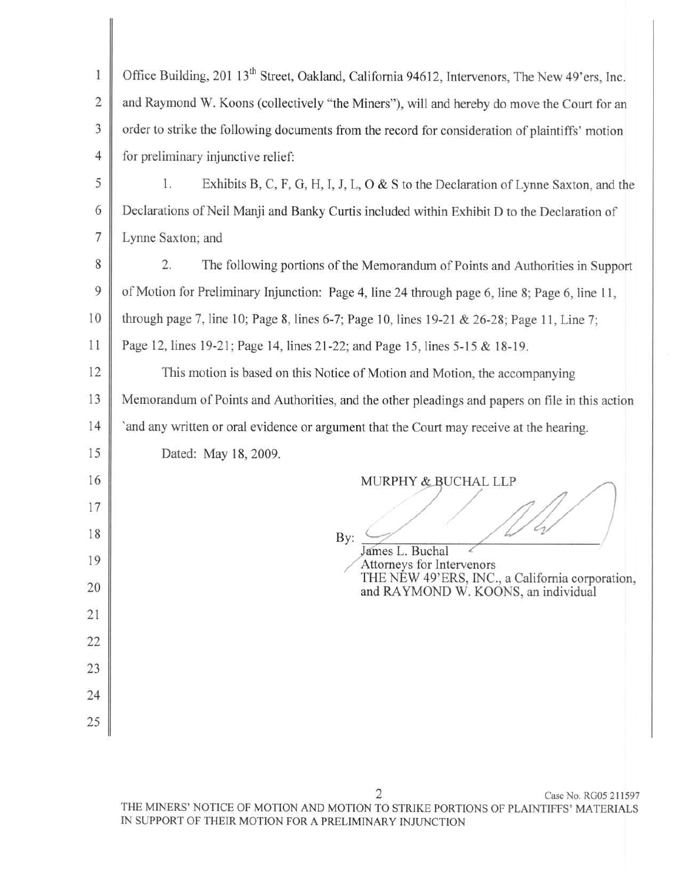Office Building, 201 13th Street, Oakland, California 94612, Intervenors, The New 49'ers, Inc. and Raymond W. Koons (collectively "the Miners"), will and hereby do move the Court for an order to strike the following documents from the record for consideration of plaintiffs' motion for preliminary injunctive relief:

1. Exhibits B, C, F, G, H, I, J, L, O & S to the Declaration of Lynne Saxton, and the Declarations of Neil Manji and Banky Curtis included within Exhibit D to the Declaration of Lynne Saxton; and

2. The following portions of the Memorandum of Points and Authorities in Support of Motion for Preliminary Injunction: Page 4, line 24 through page 6, line 8; Page 6, line 11, through page 7, line 10; Page 8, lines 6-7; Page 10, lines 19-21 & 26-28; Page 11, Line 7; Page 12, lines 19-21; Page 14, lines 21-22; and Page 15, lines 5-15 & 18-19.

This motion is based on this Notice of Motion and Motion, the accompanying Memorandum of Points and Authorities, and the other pleadings and papers on file in this action `and any written or oral evidence or argument that the Court may receive at the hearing.

Dated: May 18, 2009.

MURPHY & BUCHAL LLP

By: ______________________
James L. Buchal
Attorneys for Intervenors
THE NEW 49'ERS, INC., a California corporation, and RAYMOND W. KOONS, an individual

Case No. RG05 211597

THE MINERS' NOTICE OF MOTION AND MOTION TO STRIKE PORTIONS OF PLAINTIFFS' MATERIALS IN SUPPORT OF THEIR MOTION FOR A PRELIMINARY INJUNCTION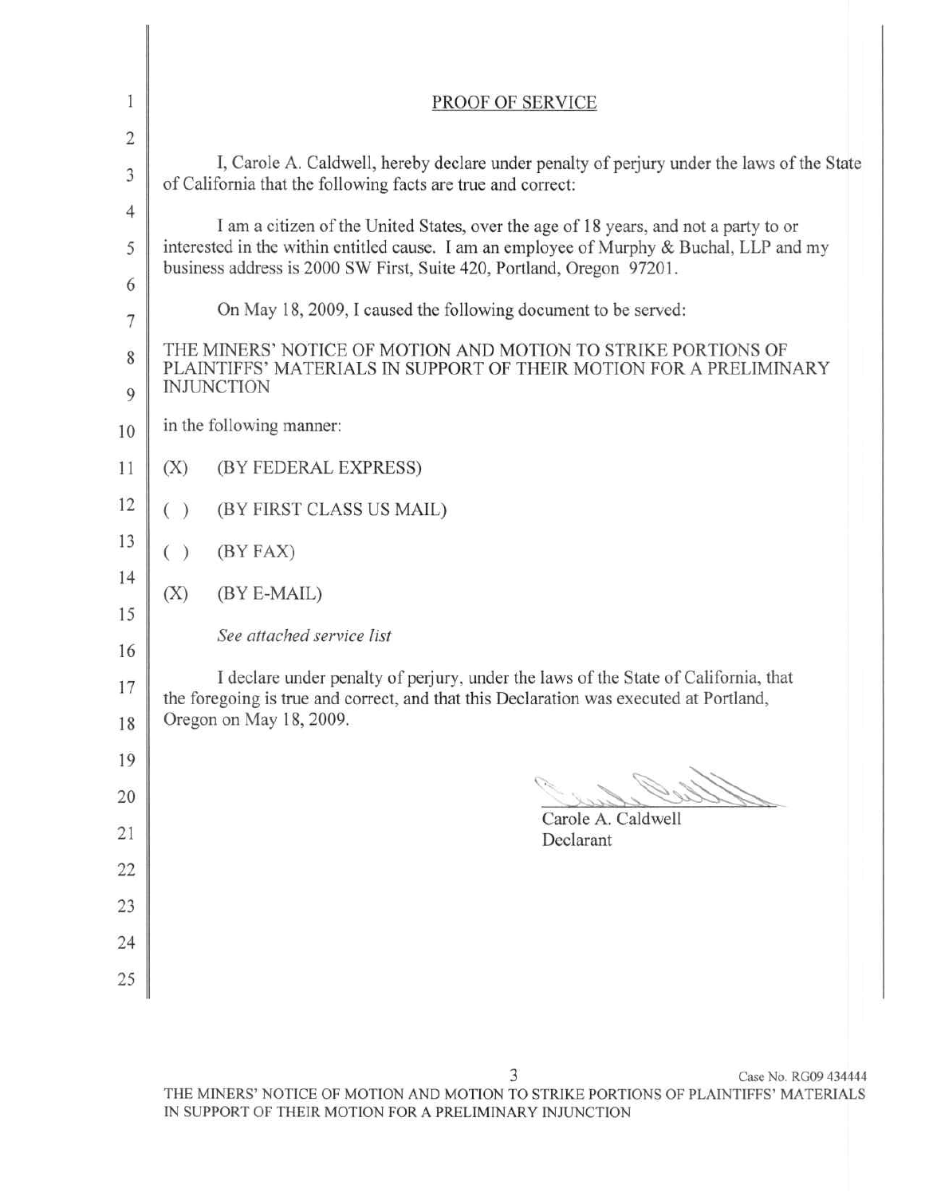## PROOF OF SERVICE

I, Carole A. Caldwell, hereby declare under penalty of perjury under the laws of the State of California that the following facts are true and correct:

I am a citizen of the United States, over the age of 18 years, and not a party to or interested in the within entitled cause. I am an employee of Murphy & Buchal, LLP and my business address is 2000 SW First, Suite 420, Portland, Oregon 97201.

On May 18, 2009, I caused the following document to be served:

THE MINERS' NOTICE OF MOTION AND MOTION TO STRIKE PORTIONS OF PLAINTIFFS' MATERIALS IN SUPPORT OF THEIR MOTION FOR A PRELIMINARY INJUNCTION

in the following manner:

(X) (BY FEDERAL EXPRESS)

( ) (BY FIRST CLASS US MAIL)

( ) (BY FAX)

(X) (BY E-MAIL)

*See attached service list*

I declare under penalty of perjury, under the laws of the State of California, that the foregoing is true and correct, and that this Declaration was executed at Portland, Oregon on May 18, 2009.

Carole A. Caldwell
Declarant

Case No. RG09 434444
THE MINERS' NOTICE OF MOTION AND MOTION TO STRIKE PORTIONS OF PLAINTIFFS' MATERIALS IN SUPPORT OF THEIR MOTION FOR A PRELIMINARY INJUNCTION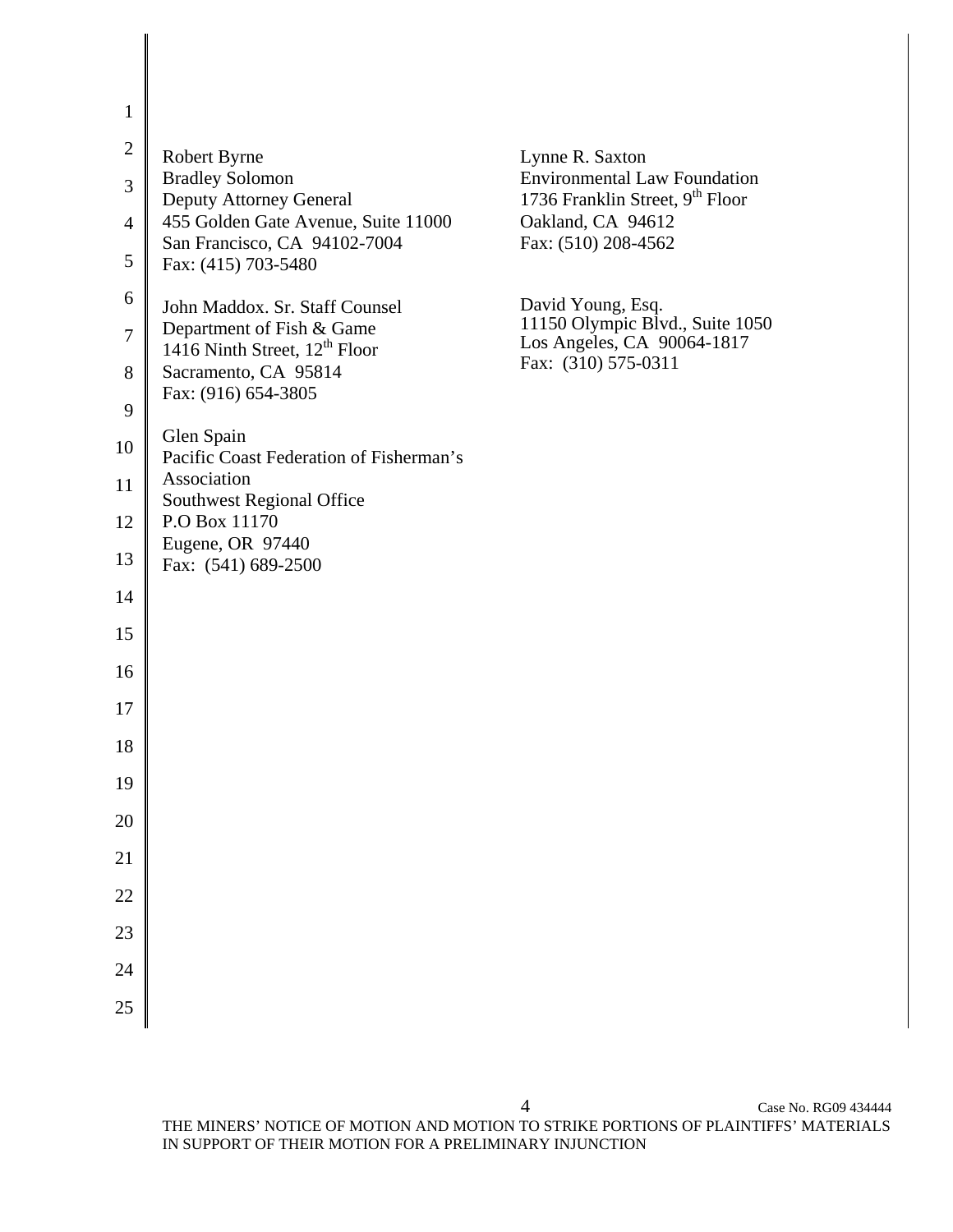Robert Byrne
Bradley Solomon
Deputy Attorney General
455 Golden Gate Avenue, Suite 11000
San Francisco, CA 94102-7004
Fax: (415) 703-5480

John Maddox. Sr. Staff Counsel
Department of Fish & Game
1416 Ninth Street, 12th Floor
Sacramento, CA 95814
Fax: (916) 654-3805

Glen Spain
Pacific Coast Federation of Fisherman's Association
Southwest Regional Office
P.O Box 11170
Eugene, OR 97440
Fax: (541) 689-2500

Lynne R. Saxton
Environmental Law Foundation
1736 Franklin Street, 9th Floor
Oakland, CA 94612
Fax: (510) 208-4562

David Young, Esq.
11150 Olympic Blvd., Suite 1050
Los Angeles, CA 90064-1817
Fax: (310) 575-0311